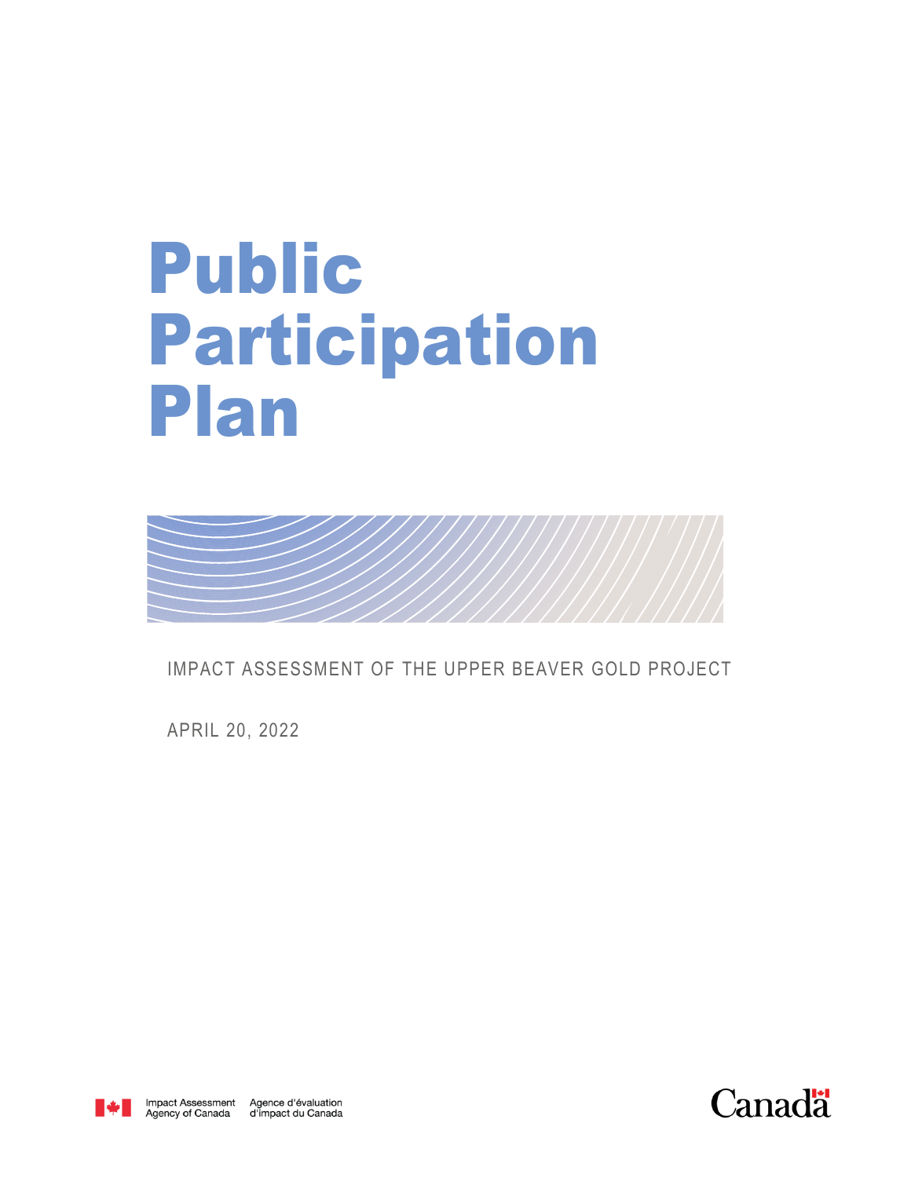# Public Participation Plan

IMPACT ASSESSMENT OF THE UPPER BEAVER GOLD PROJECT

APRIL 20, 2022

Impact Assessment Agency of Canada Agence d'évaluation d'impact du Canada

Canada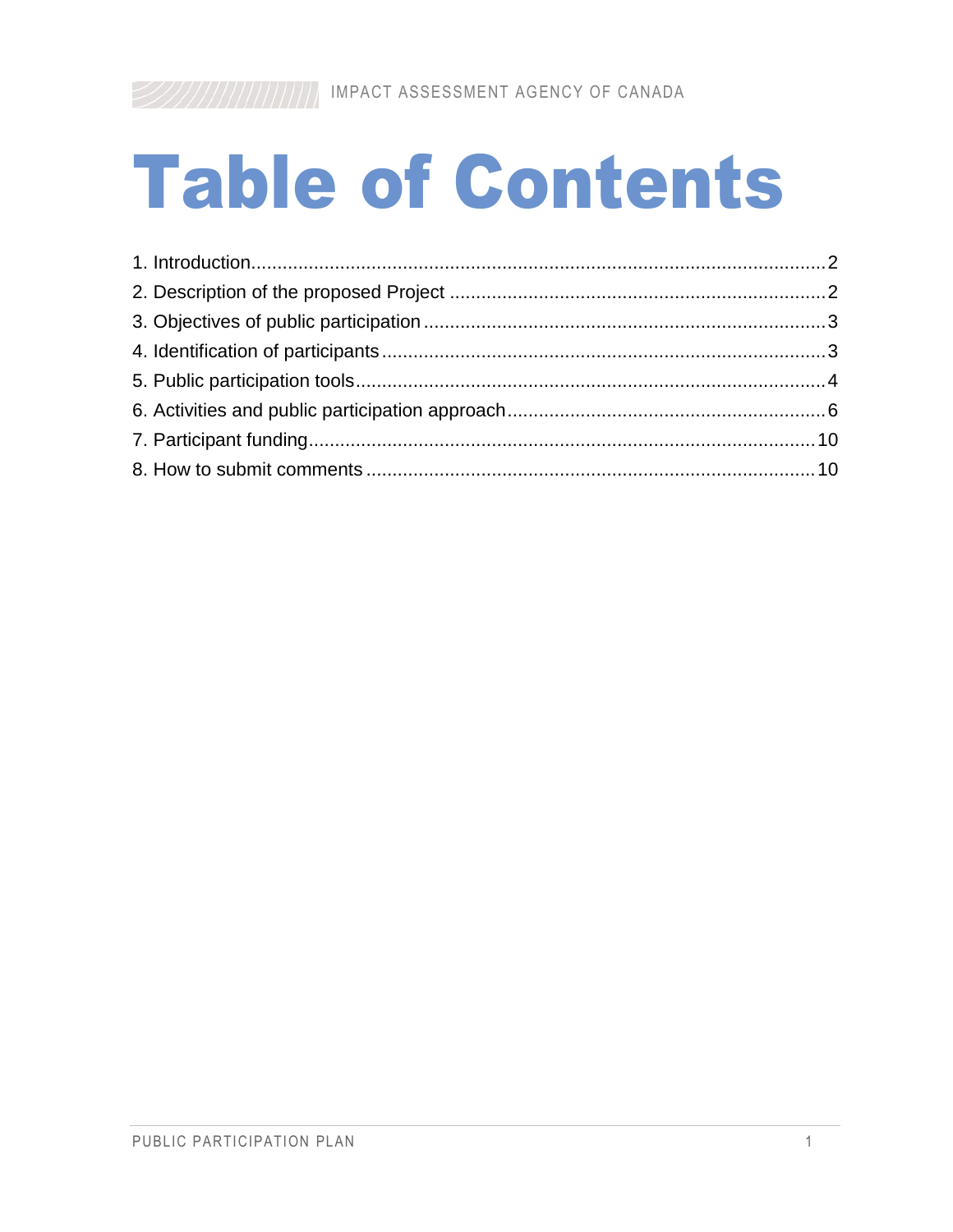# Table of Contents

1. Introduction............................................................................................................2
2. Description of the proposed Project .......................................................................2
3. Objectives of public participation ............................................................................3
4. Identification of participants ....................................................................................3
5. Public participation tools.........................................................................................4
6. Activities and public participation approach.............................................................6
7. Participant funding................................................................................................10
8. How to submit comments .....................................................................................10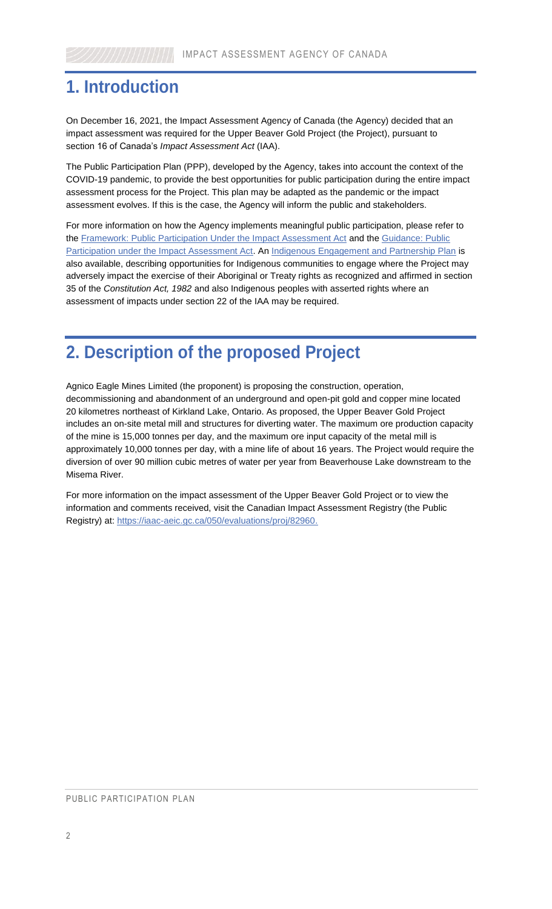# 1. Introduction

On December 16, 2021, the Impact Assessment Agency of Canada (the Agency) decided that an impact assessment was required for the Upper Beaver Gold Project (the Project), pursuant to section 16 of Canada's *Impact Assessment Act* (IAA).

The Public Participation Plan (PPP), developed by the Agency, takes into account the context of the COVID-19 pandemic, to provide the best opportunities for public participation during the entire impact assessment process for the Project. This plan may be adapted as the pandemic or the impact assessment evolves. If this is the case, the Agency will inform the public and stakeholders.

For more information on how the Agency implements meaningful public participation, please refer to the Framework: Public Participation Under the Impact Assessment Act and the Guidance: Public Participation under the Impact Assessment Act. An Indigenous Engagement and Partnership Plan is also available, describing opportunities for Indigenous communities to engage where the Project may adversely impact the exercise of their Aboriginal or Treaty rights as recognized and affirmed in section 35 of the *Constitution Act, 1982* and also Indigenous peoples with asserted rights where an assessment of impacts under section 22 of the IAA may be required.

# 2. Description of the proposed Project

Agnico Eagle Mines Limited (the proponent) is proposing the construction, operation, decommissioning and abandonment of an underground and open-pit gold and copper mine located 20 kilometres northeast of Kirkland Lake, Ontario. As proposed, the Upper Beaver Gold Project includes an on-site metal mill and structures for diverting water. The maximum ore production capacity of the mine is 15,000 tonnes per day, and the maximum ore input capacity of the metal mill is approximately 10,000 tonnes per day, with a mine life of about 16 years. The Project would require the diversion of over 90 million cubic metres of water per year from Beaverhouse Lake downstream to the Misema River.

For more information on the impact assessment of the Upper Beaver Gold Project or to view the information and comments received, visit the Canadian Impact Assessment Registry (the Public Registry) at: https://iaac-aeic.gc.ca/050/evaluations/proj/82960.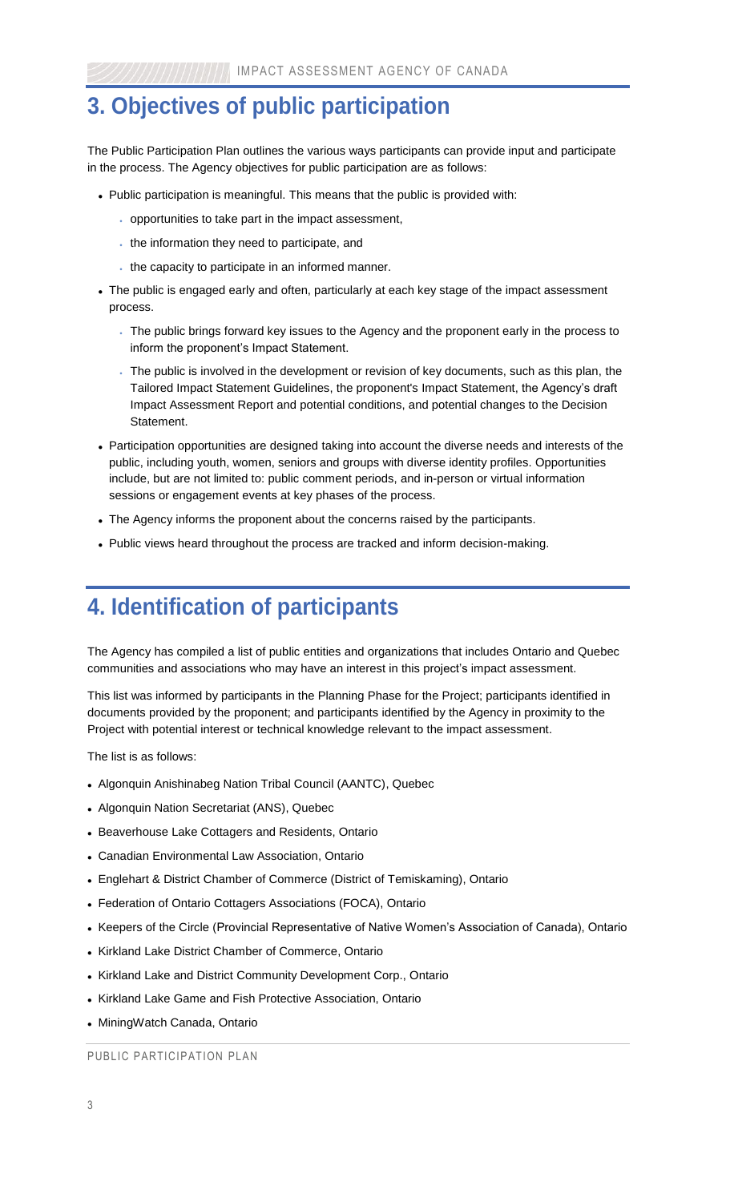## 3. Objectives of public participation

The Public Participation Plan outlines the various ways participants can provide input and participate in the process. The Agency objectives for public participation are as follows:

- Public participation is meaningful. This means that the public is provided with:
  - opportunities to take part in the impact assessment,
  - the information they need to participate, and
  - the capacity to participate in an informed manner.
- The public is engaged early and often, particularly at each key stage of the impact assessment process.
  - The public brings forward key issues to the Agency and the proponent early in the process to inform the proponent's Impact Statement.
  - The public is involved in the development or revision of key documents, such as this plan, the Tailored Impact Statement Guidelines, the proponent's Impact Statement, the Agency's draft Impact Assessment Report and potential conditions, and potential changes to the Decision Statement.
- Participation opportunities are designed taking into account the diverse needs and interests of the public, including youth, women, seniors and groups with diverse identity profiles. Opportunities include, but are not limited to: public comment periods, and in-person or virtual information sessions or engagement events at key phases of the process.
- The Agency informs the proponent about the concerns raised by the participants.
- Public views heard throughout the process are tracked and inform decision-making.

## 4. Identification of participants

The Agency has compiled a list of public entities and organizations that includes Ontario and Quebec communities and associations who may have an interest in this project's impact assessment.

This list was informed by participants in the Planning Phase for the Project; participants identified in documents provided by the proponent; and participants identified by the Agency in proximity to the Project with potential interest or technical knowledge relevant to the impact assessment.

The list is as follows:

- Algonquin Anishinabeg Nation Tribal Council (AANTC), Quebec
- Algonquin Nation Secretariat (ANS), Quebec
- Beaverhouse Lake Cottagers and Residents, Ontario
- Canadian Environmental Law Association, Ontario
- Englehart & District Chamber of Commerce (District of Temiskaming), Ontario
- Federation of Ontario Cottagers Associations (FOCA), Ontario
- Keepers of the Circle (Provincial Representative of Native Women's Association of Canada), Ontario
- Kirkland Lake District Chamber of Commerce, Ontario
- Kirkland Lake and District Community Development Corp., Ontario
- Kirkland Lake Game and Fish Protective Association, Ontario
- MiningWatch Canada, Ontario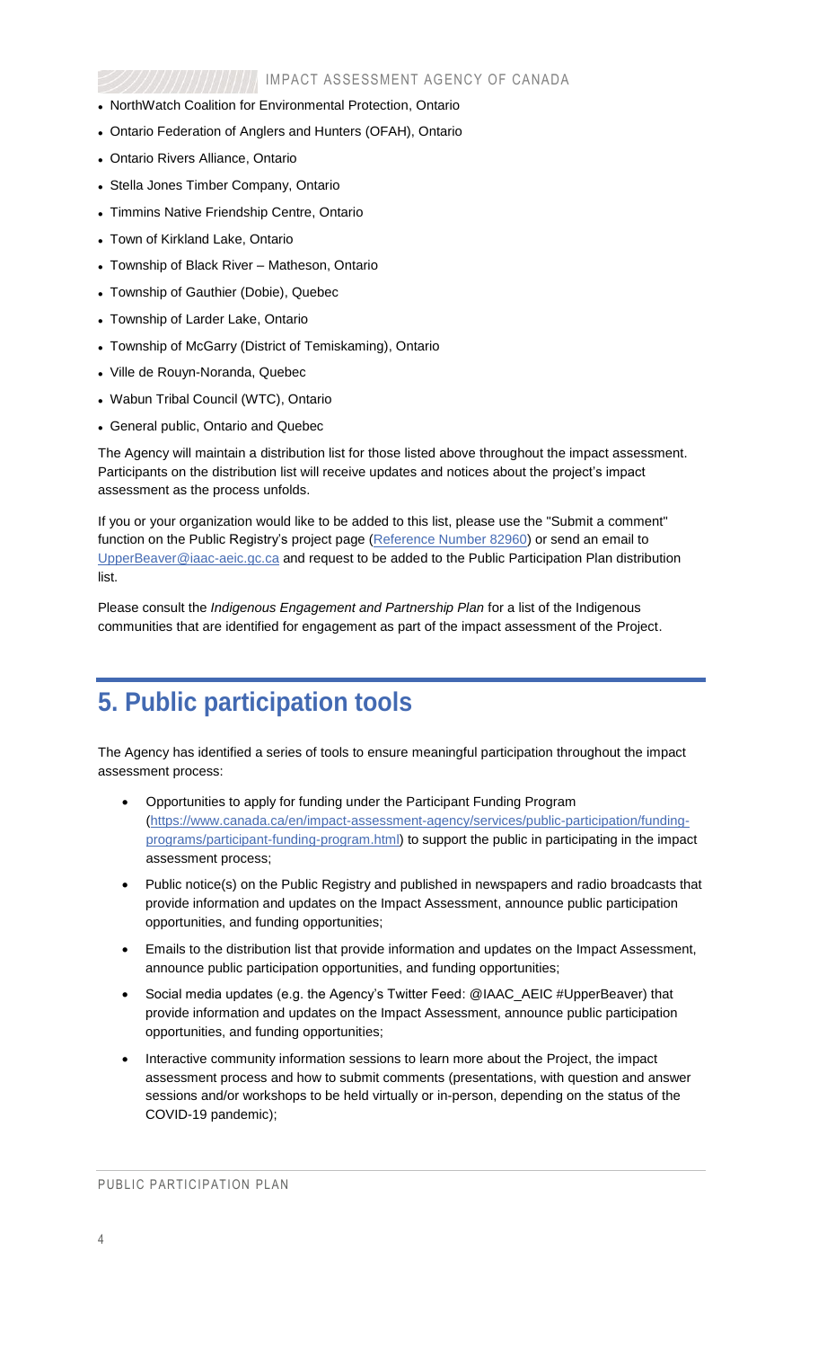- NorthWatch Coalition for Environmental Protection, Ontario
- Ontario Federation of Anglers and Hunters (OFAH), Ontario
- Ontario Rivers Alliance, Ontario
- Stella Jones Timber Company, Ontario
- Timmins Native Friendship Centre, Ontario
- Town of Kirkland Lake, Ontario
- Township of Black River – Matheson, Ontario
- Township of Gauthier (Dobie), Quebec
- Township of Larder Lake, Ontario
- Township of McGarry (District of Temiskaming), Ontario
- Ville de Rouyn-Noranda, Quebec
- Wabun Tribal Council (WTC), Ontario
- General public, Ontario and Quebec

The Agency will maintain a distribution list for those listed above throughout the impact assessment. Participants on the distribution list will receive updates and notices about the project's impact assessment as the process unfolds.

If you or your organization would like to be added to this list, please use the "Submit a comment" function on the Public Registry's project page (Reference Number 82960) or send an email to UpperBeaver@iaac-aeic.gc.ca and request to be added to the Public Participation Plan distribution list.

Please consult the *Indigenous Engagement and Partnership Plan* for a list of the Indigenous communities that are identified for engagement as part of the impact assessment of the Project.

# 5. Public participation tools

The Agency has identified a series of tools to ensure meaningful participation throughout the impact assessment process:

- Opportunities to apply for funding under the Participant Funding Program (https://www.canada.ca/en/impact-assessment-agency/services/public-participation/funding-programs/participant-funding-program.html) to support the public in participating in the impact assessment process;
- Public notice(s) on the Public Registry and published in newspapers and radio broadcasts that provide information and updates on the Impact Assessment, announce public participation opportunities, and funding opportunities;
- Emails to the distribution list that provide information and updates on the Impact Assessment, announce public participation opportunities, and funding opportunities;
- Social media updates (e.g. the Agency's Twitter Feed: @IAAC_AEIC #UpperBeaver) that provide information and updates on the Impact Assessment, announce public participation opportunities, and funding opportunities;
- Interactive community information sessions to learn more about the Project, the impact assessment process and how to submit comments (presentations, with question and answer sessions and/or workshops to be held virtually or in-person, depending on the status of the COVID-19 pandemic);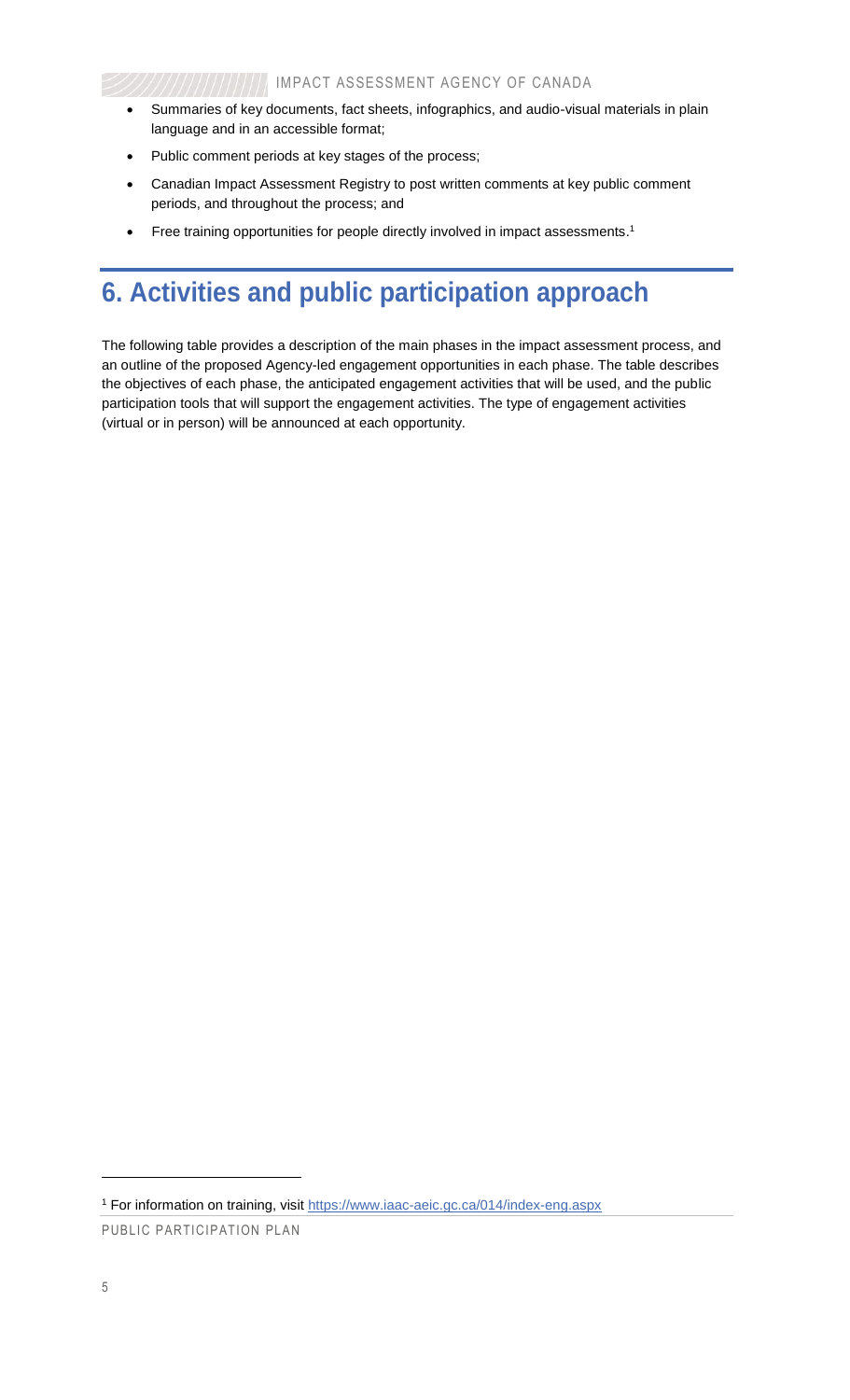- Summaries of key documents, fact sheets, infographics, and audio-visual materials in plain language and in an accessible format;
- Public comment periods at key stages of the process;
- Canadian Impact Assessment Registry to post written comments at key public comment periods, and throughout the process; and
- Free training opportunities for people directly involved in impact assessments.[1]

# 6. Activities and public participation approach

The following table provides a description of the main phases in the impact assessment process, and an outline of the proposed Agency-led engagement opportunities in each phase. The table describes the objectives of each phase, the anticipated engagement activities that will be used, and the public participation tools that will support the engagement activities. The type of engagement activities (virtual or in person) will be announced at each opportunity.

[1] For information on training, visit https://www.iaac-aeic.gc.ca/014/index-eng.aspx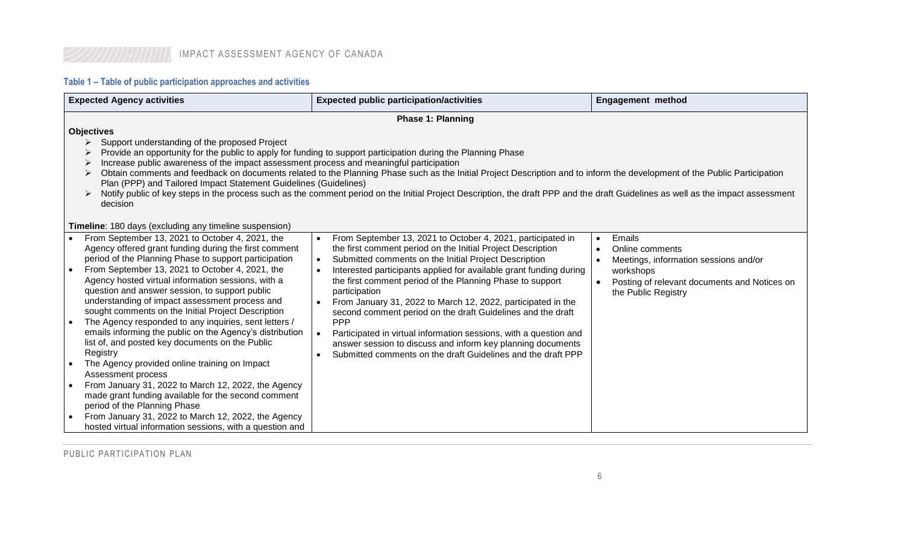### Table 1 – Table of public participation approaches and activities

| Expected Agency activities | Expected public participation/activities | Engagement method |
|---|---|---|
| **Phase 1: Planning** | | |
| **Objectives**<br>➢ Support understanding of the proposed Project<br>➢ Provide an opportunity for the public to apply for funding to support participation during the Planning Phase<br>➢ Increase public awareness of the impact assessment process and meaningful participation<br>➢ Obtain comments and feedback on documents related to the Planning Phase such as the Initial Project Description and to inform the development of the Public Participation Plan (PPP) and Tailored Impact Statement Guidelines (Guidelines)<br>➢ Notify public of key steps in the process such as the comment period on the Initial Project Description, the draft PPP and the draft Guidelines as well as the impact assessment decision<br><br>**Timeline**: 180 days (excluding any timeline suspension) | | |
| • From September 13, 2021 to October 4, 2021, the Agency offered grant funding during the first comment period of the Planning Phase to support participation<br>• From September 13, 2021 to October 4, 2021, the Agency hosted virtual information sessions, with a question and answer session, to support public understanding of impact assessment process and sought comments on the Initial Project Description<br>• The Agency responded to any inquiries, sent letters / emails informing the public on the Agency's distribution list of, and posted key documents on the Public Registry<br>• The Agency provided online training on Impact Assessment process<br>• From January 31, 2022 to March 12, 2022, the Agency made grant funding available for the second comment period of the Planning Phase<br>• From January 31, 2022 to March 12, 2022, the Agency hosted virtual information sessions, with a question and | • From September 13, 2021 to October 4, 2021, participated in the first comment period on the Initial Project Description<br>• Submitted comments on the Initial Project Description<br>• Interested participants applied for available grant funding during the first comment period of the Planning Phase to support participation<br>• From January 31, 2022 to March 12, 2022, participated in the second comment period on the draft Guidelines and the draft PPP<br>• Participated in virtual information sessions, with a question and answer session to discuss and inform key planning documents<br>• Submitted comments on the draft Guidelines and the draft PPP | • Emails<br>• Online comments<br>• Meetings, information sessions and/or workshops<br>• Posting of relevant documents and Notices on the Public Registry |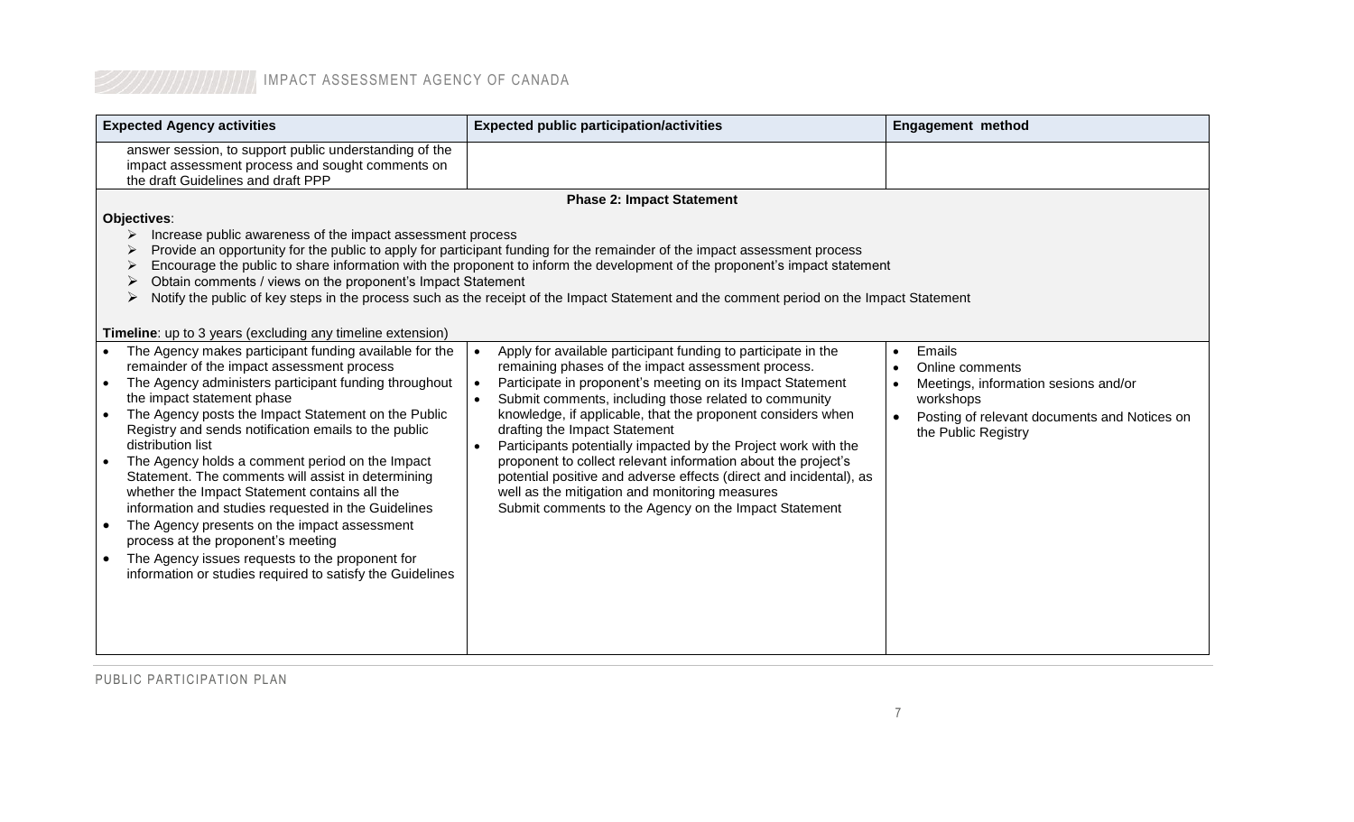| Expected Agency activities | Expected public participation/activities | Engagement method |
|---|---|---|
| answer session, to support public understanding of the impact assessment process and sought comments on the draft Guidelines and draft PPP | | |
| **Phase 2: Impact Statement**<br><br>**Objectives**:<br>➢ Increase public awareness of the impact assessment process<br>➢ Provide an opportunity for the public to apply for participant funding for the remainder of the impact assessment process<br>➢ Encourage the public to share information with the proponent to inform the development of the proponent's impact statement<br>➢ Obtain comments / views on the proponent's Impact Statement<br>➢ Notify the public of key steps in the process such as the receipt of the Impact Statement and the comment period on the Impact Statement<br><br>**Timeline**: up to 3 years (excluding any timeline extension) | | |
| • The Agency makes participant funding available for the remainder of the impact assessment process<br>• The Agency administers participant funding throughout the impact statement phase<br>• The Agency posts the Impact Statement on the Public Registry and sends notification emails to the public distribution list<br>• The Agency holds a comment period on the Impact Statement. The comments will assist in determining whether the Impact Statement contains all the information and studies requested in the Guidelines<br>• The Agency presents on the impact assessment process at the proponent's meeting<br>• The Agency issues requests to the proponent for information or studies required to satisfy the Guidelines | • Apply for available participant funding to participate in the remaining phases of the impact assessment process.<br>• Participate in proponent's meeting on its Impact Statement<br>• Submit comments, including those related to community knowledge, if applicable, that the proponent considers when drafting the Impact Statement<br>• Participants potentially impacted by the Project work with the proponent to collect relevant information about the project's potential positive and adverse effects (direct and incidental), as well as the mitigation and monitoring measures<br>Submit comments to the Agency on the Impact Statement | • Emails<br>• Online comments<br>• Meetings, information sesions and/or workshops<br>• Posting of relevant documents and Notices on the Public Registry |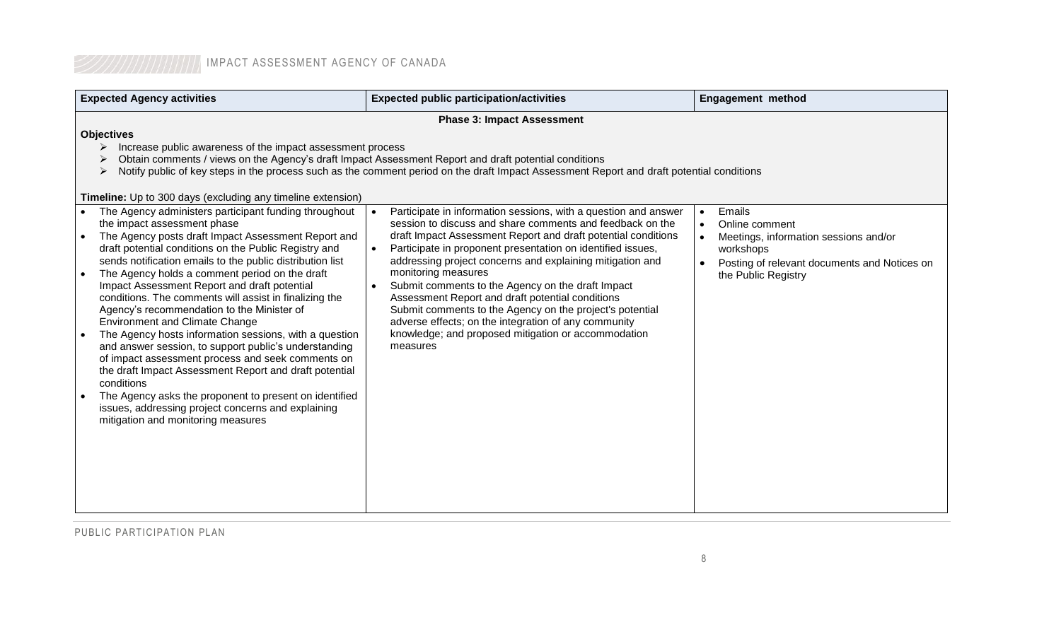| Expected Agency activities | Expected public participation/activities | Engagement method |
|---|---|---|
| **Phase 3: Impact Assessment** | | |
| **Objectives**<br>➢ Increase public awareness of the impact assessment process<br>➢ Obtain comments / views on the Agency's draft Impact Assessment Report and draft potential conditions<br>➢ Notify public of key steps in the process such as the comment period on the draft Impact Assessment Report and draft potential conditions<br><br>**Timeline:** Up to 300 days (excluding any timeline extension) | | |
| • The Agency administers participant funding throughout the impact assessment phase<br>• The Agency posts draft Impact Assessment Report and draft potential conditions on the Public Registry and sends notification emails to the public distribution list<br>• The Agency holds a comment period on the draft Impact Assessment Report and draft potential conditions. The comments will assist in finalizing the Agency's recommendation to the Minister of Environment and Climate Change<br>• The Agency hosts information sessions, with a question and answer session, to support public's understanding of impact assessment process and seek comments on the draft Impact Assessment Report and draft potential conditions<br>• The Agency asks the proponent to present on identified issues, addressing project concerns and explaining mitigation and monitoring measures | • Participate in information sessions, with a question and answer session to discuss and share comments and feedback on the draft Impact Assessment Report and draft potential conditions<br>• Participate in proponent presentation on identified issues, addressing project concerns and explaining mitigation and monitoring measures<br>• Submit comments to the Agency on the draft Impact Assessment Report and draft potential conditions<br>Submit comments to the Agency on the project's potential adverse effects; on the integration of any community knowledge; and proposed mitigation or accommodation measures | • Emails<br>• Online comment<br>• Meetings, information sessions and/or workshops<br>• Posting of relevant documents and Notices on the Public Registry |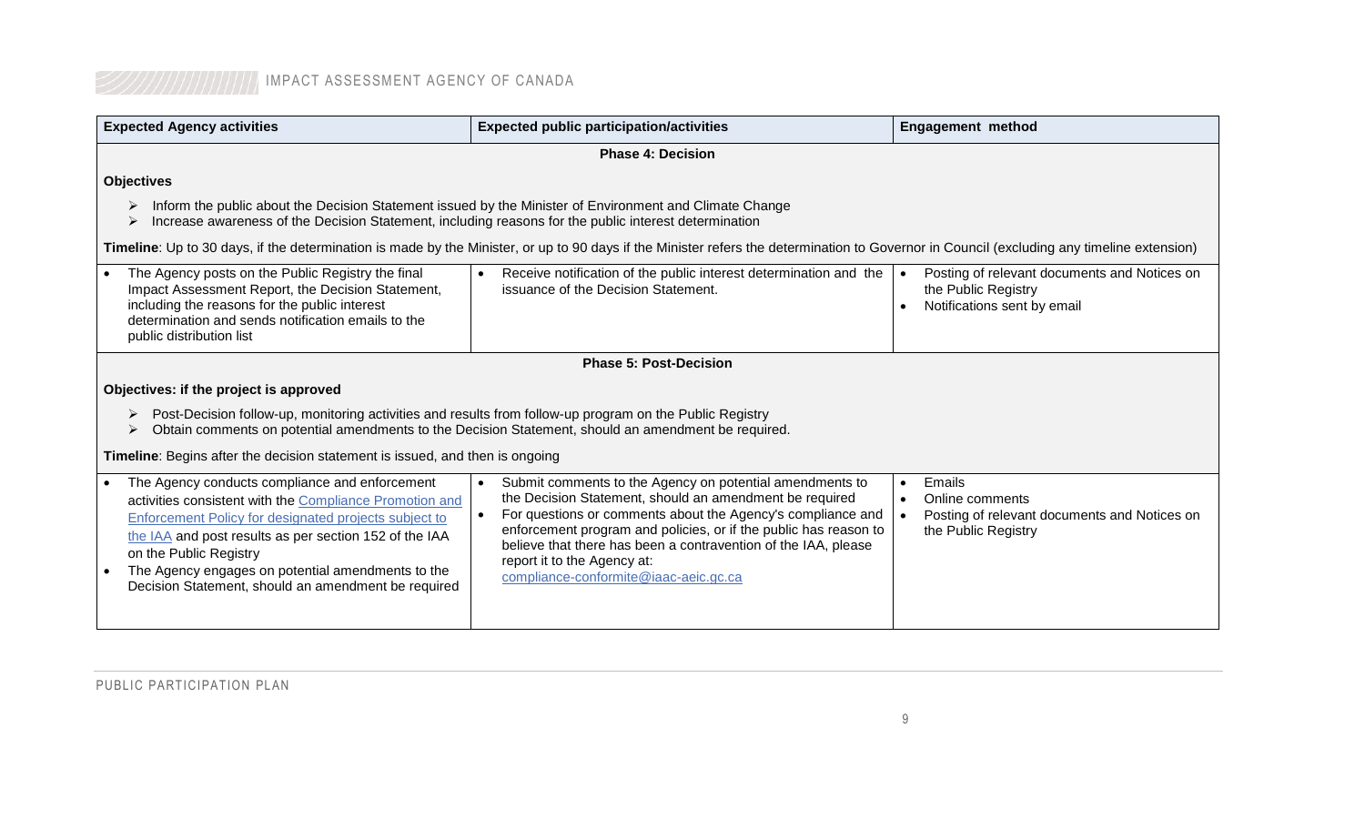| Expected Agency activities | Expected public participation/activities | Engagement method |
|---|---|---|
| **Phase 4: Decision** | | |
| **Objectives**<br>➢ Inform the public about the Decision Statement issued by the Minister of Environment and Climate Change<br>➢ Increase awareness of the Decision Statement, including reasons for the public interest determination<br>**Timeline**: Up to 30 days, if the determination is made by the Minister, or up to 90 days if the Minister refers the determination to Governor in Council (excluding any timeline extension) | | |
| • The Agency posts on the Public Registry the final Impact Assessment Report, the Decision Statement, including the reasons for the public interest determination and sends notification emails to the public distribution list | • Receive notification of the public interest determination and the issuance of the Decision Statement. | • Posting of relevant documents and Notices on the Public Registry<br>• Notifications sent by email |
| **Phase 5: Post-Decision** | | |
| **Objectives: if the project is approved**<br>➢ Post-Decision follow-up, monitoring activities and results from follow-up program on the Public Registry<br>➢ Obtain comments on potential amendments to the Decision Statement, should an amendment be required.<br>**Timeline**: Begins after the decision statement is issued, and then is ongoing | | |
| • The Agency conducts compliance and enforcement activities consistent with the Compliance Promotion and Enforcement Policy for designated projects subject to the IAA and post results as per section 152 of the IAA on the Public Registry<br>• The Agency engages on potential amendments to the Decision Statement, should an amendment be required | • Submit comments to the Agency on potential amendments to the Decision Statement, should an amendment be required<br>• For questions or comments about the Agency's compliance and enforcement program and policies, or if the public has reason to believe that there has been a contravention of the IAA, please report it to the Agency at: compliance-conformite@iaac-aeic.gc.ca | • Emails<br>• Online comments<br>• Posting of relevant documents and Notices on the Public Registry |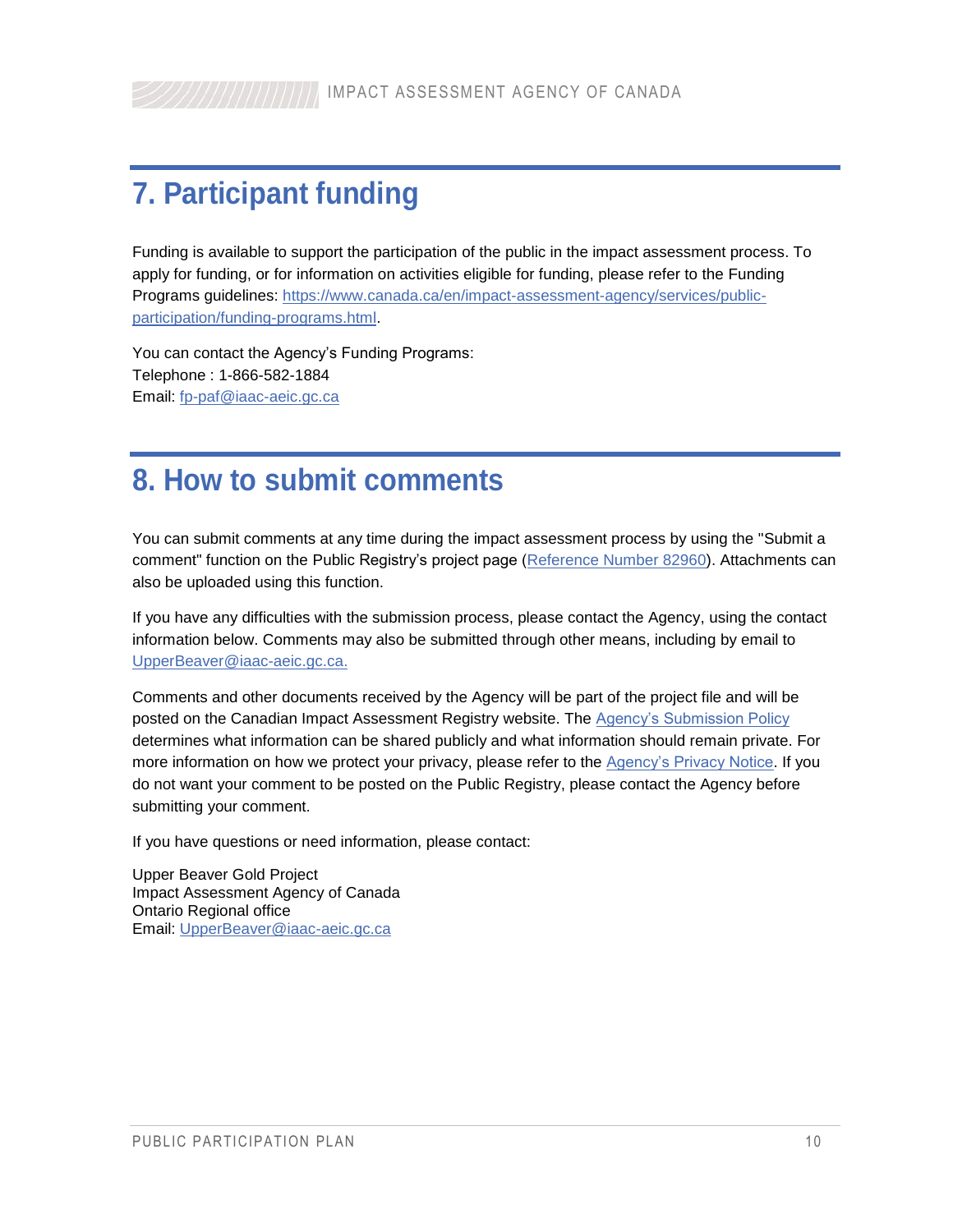# 7. Participant funding

Funding is available to support the participation of the public in the impact assessment process. To apply for funding, or for information on activities eligible for funding, please refer to the Funding Programs guidelines: https://www.canada.ca/en/impact-assessment-agency/services/public-participation/funding-programs.html.

You can contact the Agency's Funding Programs:
Telephone : 1-866-582-1884
Email: fp-paf@iaac-aeic.gc.ca

# 8. How to submit comments

You can submit comments at any time during the impact assessment process by using the "Submit a comment" function on the Public Registry's project page (Reference Number 82960). Attachments can also be uploaded using this function.

If you have any difficulties with the submission process, please contact the Agency, using the contact information below. Comments may also be submitted through other means, including by email to UpperBeaver@iaac-aeic.gc.ca.

Comments and other documents received by the Agency will be part of the project file and will be posted on the Canadian Impact Assessment Registry website. The Agency's Submission Policy determines what information can be shared publicly and what information should remain private. For more information on how we protect your privacy, please refer to the Agency's Privacy Notice. If you do not want your comment to be posted on the Public Registry, please contact the Agency before submitting your comment.

If you have questions or need information, please contact:

Upper Beaver Gold Project
Impact Assessment Agency of Canada
Ontario Regional office
Email: UpperBeaver@iaac-aeic.gc.ca